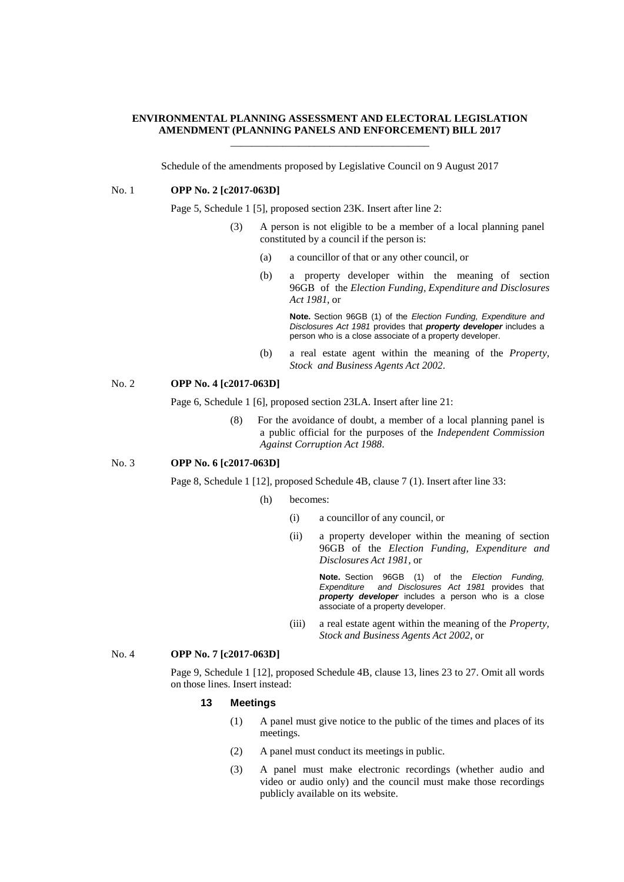**ENVIRONMENTAL PLANNING ASSESSMENT AND ELECTORAL LEGISLATION AMENDMENT (PLANNING PANELS AND ENFORCEMENT) BILL 2017**

---

Schedule of the amendments proposed by Legislative Council on 9 August 2017

No. 1 **OPP No. 2 [c2017-063D]**

Page 5, Schedule 1 [5], proposed section 23K. Insert after line 2:

(3) A person is not eligible to be a member of a local planning panel constituted by a council if the person is:

(a) a councillor of that or any other council, or

(b) a property developer within the meaning of section 96GB of the *Election Funding, Expenditure and Disclosures Act 1981*, or

**Note.** Section 96GB (1) of the *Election Funding, Expenditure and Disclosures Act 1981* provides that ***property developer*** includes a person who is a close associate of a property developer.

(b) a real estate agent within the meaning of the *Property, Stock and Business Agents Act 2002*.

No. 2 **OPP No. 4 [c2017-063D]**

Page 6, Schedule 1 [6], proposed section 23LA. Insert after line 21:

(8) For the avoidance of doubt, a member of a local planning panel is a public official for the purposes of the *Independent Commission Against Corruption Act 1988*.

No. 3 **OPP No. 6 [c2017-063D]**

Page 8, Schedule 1 [12], proposed Schedule 4B, clause 7 (1). Insert after line 33:

(h) becomes:

(i) a councillor of any council, or

(ii) a property developer within the meaning of section 96GB of the *Election Funding, Expenditure and Disclosures Act 1981*, or

**Note.** Section 96GB (1) of the *Election Funding, Expenditure and Disclosures Act 1981* provides that ***property developer*** includes a person who is a close associate of a property developer.

(iii) a real estate agent within the meaning of the *Property, Stock and Business Agents Act 2002*, or

No. 4 **OPP No. 7 [c2017-063D]**

Page 9, Schedule 1 [12], proposed Schedule 4B, clause 13, lines 23 to 27. Omit all words on those lines. Insert instead:

**13 Meetings**

(1) A panel must give notice to the public of the times and places of its meetings.

(2) A panel must conduct its meetings in public.

(3) A panel must make electronic recordings (whether audio and video or audio only) and the council must make those recordings publicly available on its website.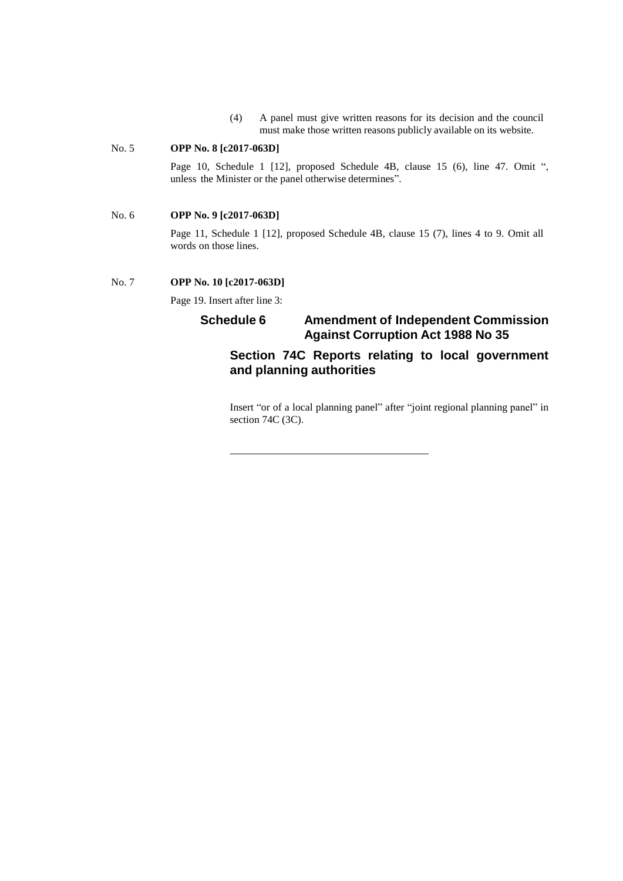(4) A panel must give written reasons for its decision and the council must make those written reasons publicly available on its website.

No. 5 **OPP No. 8 [c2017-063D]**

Page 10, Schedule 1 [12], proposed Schedule 4B, clause 15 (6), line 47. Omit ", unless the Minister or the panel otherwise determines".

No. 6 **OPP No. 9 [c2017-063D]**

Page 11, Schedule 1 [12], proposed Schedule 4B, clause 15 (7), lines 4 to 9. Omit all words on those lines.

No. 7 **OPP No. 10 [c2017-063D]**

Page 19. Insert after line 3:

## Schedule 6 Amendment of Independent Commission Against Corruption Act 1988 No 35

### Section 74C Reports relating to local government and planning authorities

Insert "or of a local planning panel" after "joint regional planning panel" in section 74C (3C).

---